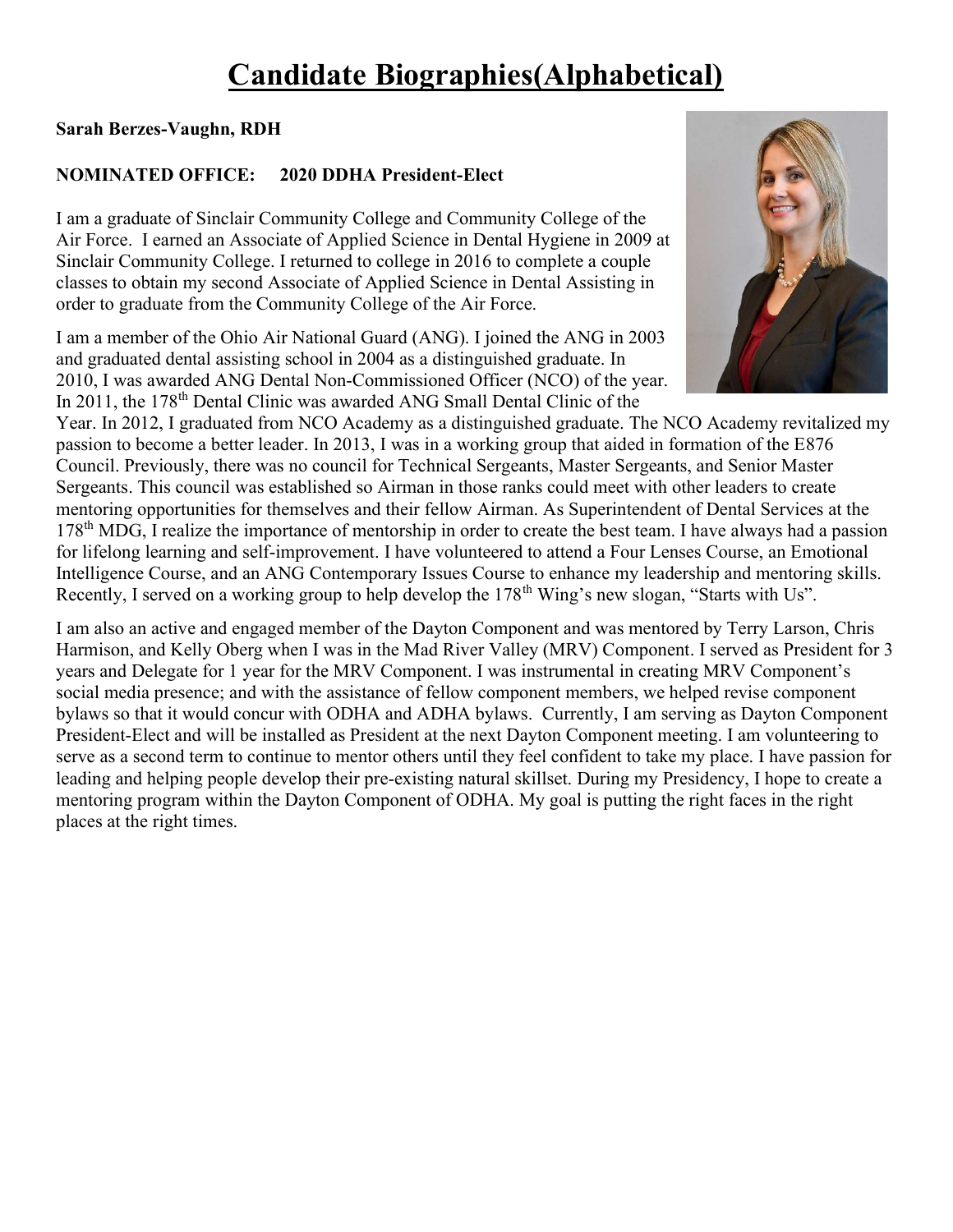# Candidate Biographies(Alphabetical)

**Sarah Berzes-Vaughn, RDH**

**NOMINATED OFFICE: 2020 DDHA President-Elect**

I am a graduate of Sinclair Community College and Community College of the Air Force. I earned an Associate of Applied Science in Dental Hygiene in 2009 at Sinclair Community College. I returned to college in 2016 to complete a couple classes to obtain my second Associate of Applied Science in Dental Assisting in order to graduate from the Community College of the Air Force.

I am a member of the Ohio Air National Guard (ANG). I joined the ANG in 2003 and graduated dental assisting school in 2004 as a distinguished graduate. In 2010, I was awarded ANG Dental Non-Commissioned Officer (NCO) of the year. In 2011, the 178th Dental Clinic was awarded ANG Small Dental Clinic of the Year. In 2012, I graduated from NCO Academy as a distinguished graduate. The NCO Academy revitalized my passion to become a better leader. In 2013, I was in a working group that aided in formation of the E876 Council. Previously, there was no council for Technical Sergeants, Master Sergeants, and Senior Master Sergeants. This council was established so Airman in those ranks could meet with other leaders to create mentoring opportunities for themselves and their fellow Airman. As Superintendent of Dental Services at the 178th MDG, I realize the importance of mentorship in order to create the best team. I have always had a passion for lifelong learning and self-improvement. I have volunteered to attend a Four Lenses Course, an Emotional Intelligence Course, and an ANG Contemporary Issues Course to enhance my leadership and mentoring skills. Recently, I served on a working group to help develop the 178th Wing's new slogan, "Starts with Us".

I am also an active and engaged member of the Dayton Component and was mentored by Terry Larson, Chris Harmison, and Kelly Oberg when I was in the Mad River Valley (MRV) Component. I served as President for 3 years and Delegate for 1 year for the MRV Component. I was instrumental in creating MRV Component's social media presence; and with the assistance of fellow component members, we helped revise component bylaws so that it would concur with ODHA and ADHA bylaws. Currently, I am serving as Dayton Component President-Elect and will be installed as President at the next Dayton Component meeting. I am volunteering to serve as a second term to continue to mentor others until they feel confident to take my place. I have passion for leading and helping people develop their pre-existing natural skillset. During my Presidency, I hope to create a mentoring program within the Dayton Component of ODHA. My goal is putting the right faces in the right places at the right times.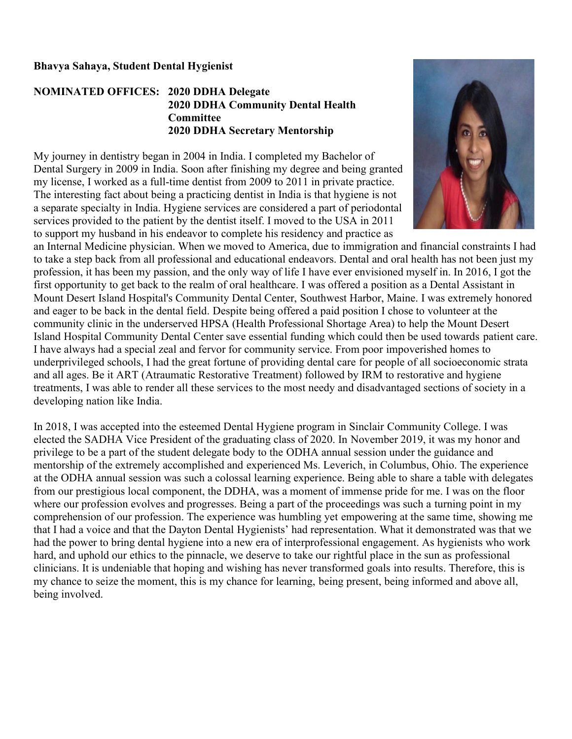**Bhavya Sahaya, Student Dental Hygienist**

**NOMINATED OFFICES:** **2020 DDHA Delegate**
**2020 DDHA Community Dental Health Committee**
**2020 DDHA Secretary Mentorship**

My journey in dentistry began in 2004 in India. I completed my Bachelor of Dental Surgery in 2009 in India. Soon after finishing my degree and being granted my license, I worked as a full-time dentist from 2009 to 2011 in private practice. The interesting fact about being a practicing dentist in India is that hygiene is not a separate specialty in India. Hygiene services are considered a part of periodontal services provided to the patient by the dentist itself. I moved to the USA in 2011 to support my husband in his endeavor to complete his residency and practice as an Internal Medicine physician. When we moved to America, due to immigration and financial constraints I had to take a step back from all professional and educational endeavors. Dental and oral health has not been just my profession, it has been my passion, and the only way of life I have ever envisioned myself in. In 2016, I got the first opportunity to get back to the realm of oral healthcare. I was offered a position as a Dental Assistant in Mount Desert Island Hospital's Community Dental Center, Southwest Harbor, Maine. I was extremely honored and eager to be back in the dental field. Despite being offered a paid position I chose to volunteer at the community clinic in the underserved HPSA (Health Professional Shortage Area) to help the Mount Desert Island Hospital Community Dental Center save essential funding which could then be used towards patient care. I have always had a special zeal and fervor for community service. From poor impoverished homes to underprivileged schools, I had the great fortune of providing dental care for people of all socioeconomic strata and all ages. Be it ART (Atraumatic Restorative Treatment) followed by IRM to restorative and hygiene treatments, I was able to render all these services to the most needy and disadvantaged sections of society in a developing nation like India.

In 2018, I was accepted into the esteemed Dental Hygiene program in Sinclair Community College. I was elected the SADHA Vice President of the graduating class of 2020. In November 2019, it was my honor and privilege to be a part of the student delegate body to the ODHA annual session under the guidance and mentorship of the extremely accomplished and experienced Ms. Leverich, in Columbus, Ohio. The experience at the ODHA annual session was such a colossal learning experience. Being able to share a table with delegates from our prestigious local component, the DDHA, was a moment of immense pride for me. I was on the floor where our profession evolves and progresses. Being a part of the proceedings was such a turning point in my comprehension of our profession. The experience was humbling yet empowering at the same time, showing me that I had a voice and that the Dayton Dental Hygienists' had representation. What it demonstrated was that we had the power to bring dental hygiene into a new era of interprofessional engagement. As hygienists who work hard, and uphold our ethics to the pinnacle, we deserve to take our rightful place in the sun as professional clinicians. It is undeniable that hoping and wishing has never transformed goals into results. Therefore, this is my chance to seize the moment, this is my chance for learning, being present, being informed and above all, being involved.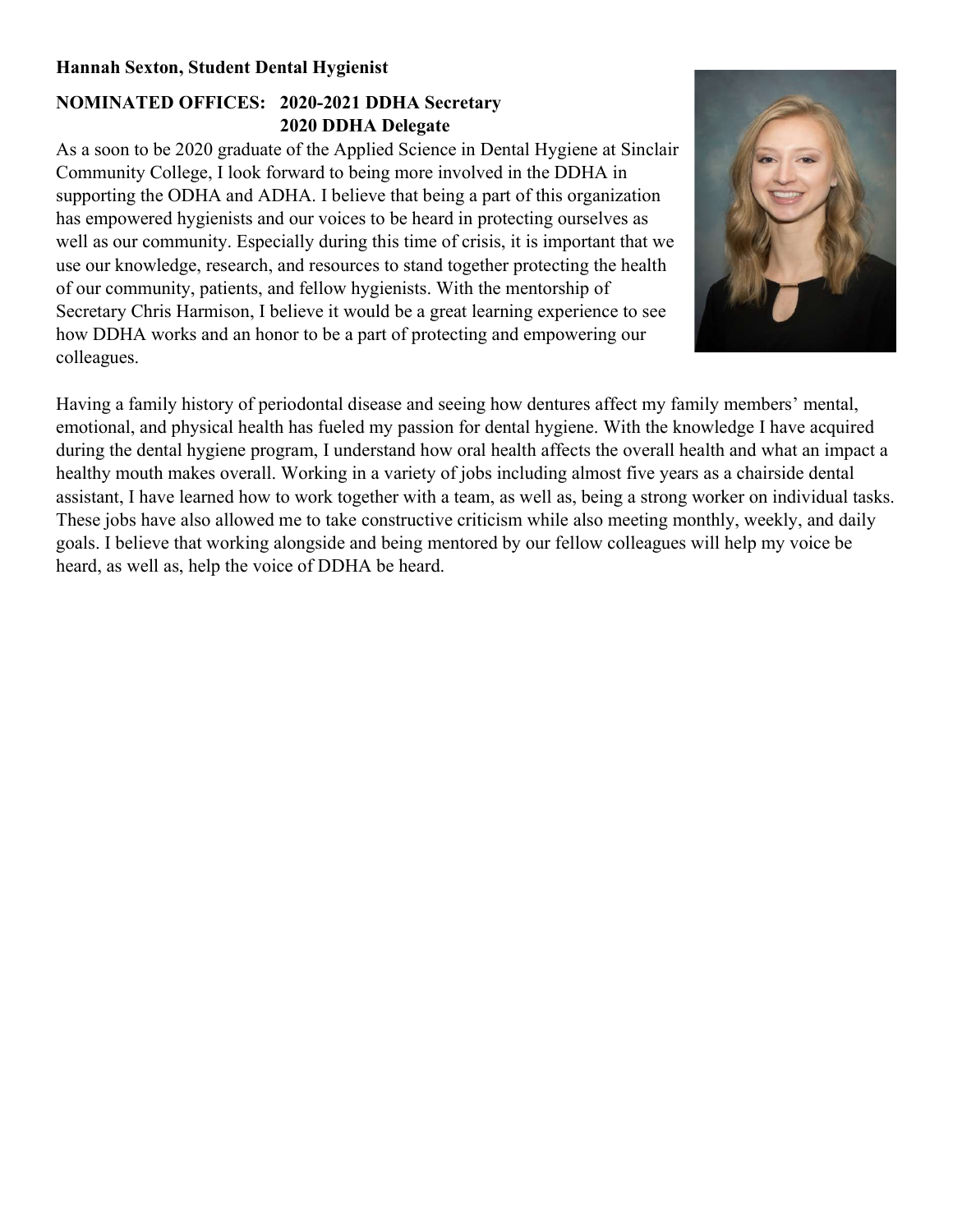**Hannah Sexton, Student Dental Hygienist**

**NOMINATED OFFICES: 2020-2021 DDHA Secretary**
**2020 DDHA Delegate**

As a soon to be 2020 graduate of the Applied Science in Dental Hygiene at Sinclair Community College, I look forward to being more involved in the DDHA in supporting the ODHA and ADHA. I believe that being a part of this organization has empowered hygienists and our voices to be heard in protecting ourselves as well as our community. Especially during this time of crisis, it is important that we use our knowledge, research, and resources to stand together protecting the health of our community, patients, and fellow hygienists. With the mentorship of Secretary Chris Harmison, I believe it would be a great learning experience to see how DDHA works and an honor to be a part of protecting and empowering our colleagues.

Having a family history of periodontal disease and seeing how dentures affect my family members' mental, emotional, and physical health has fueled my passion for dental hygiene. With the knowledge I have acquired during the dental hygiene program, I understand how oral health affects the overall health and what an impact a healthy mouth makes overall. Working in a variety of jobs including almost five years as a chairside dental assistant, I have learned how to work together with a team, as well as, being a strong worker on individual tasks. These jobs have also allowed me to take constructive criticism while also meeting monthly, weekly, and daily goals. I believe that working alongside and being mentored by our fellow colleagues will help my voice be heard, as well as, help the voice of DDHA be heard.